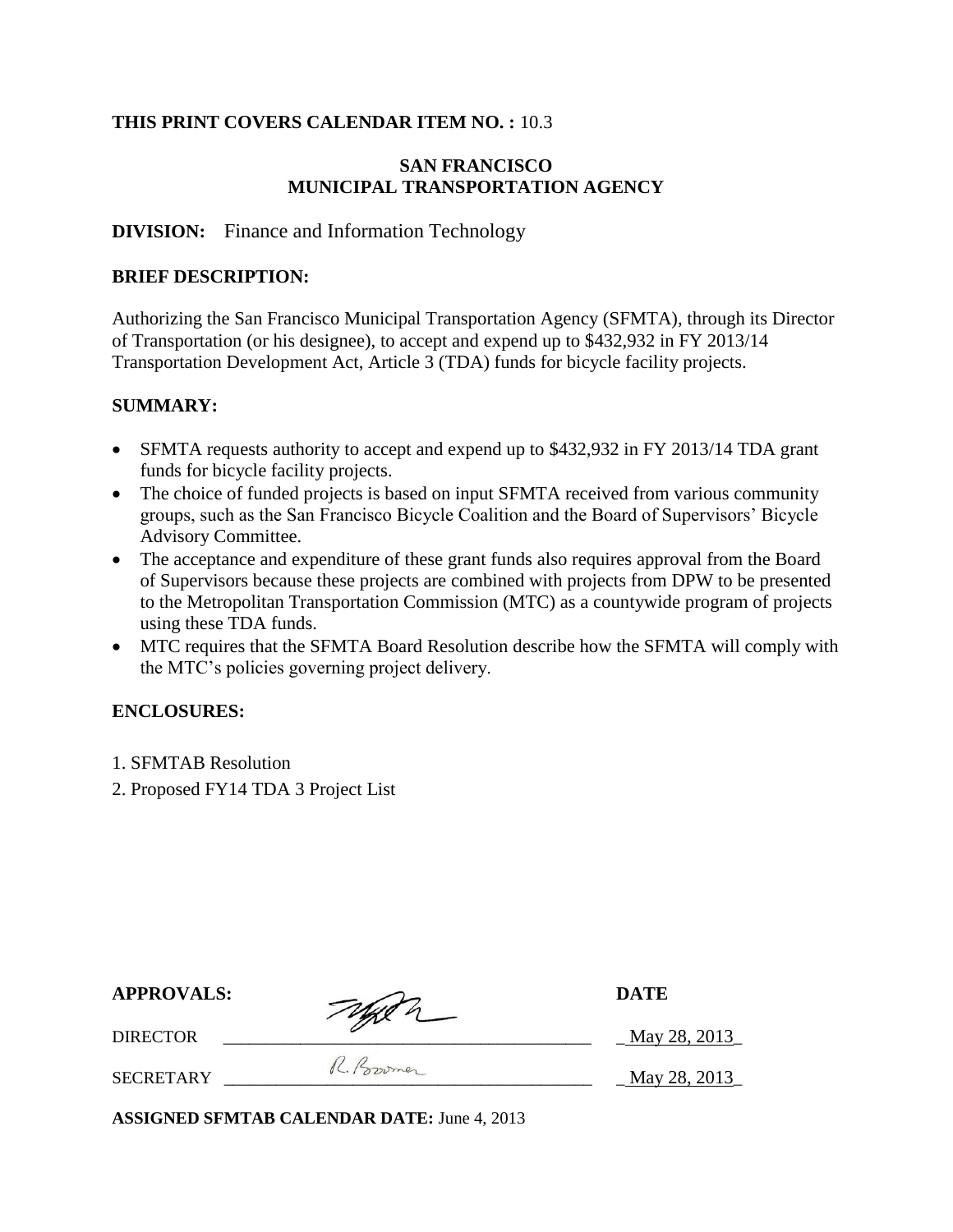**THIS PRINT COVERS CALENDAR ITEM NO. :** 10.3

**SAN FRANCISCO**
**MUNICIPAL TRANSPORTATION AGENCY**

**DIVISION:** Finance and Information Technology

**BRIEF DESCRIPTION:**

Authorizing the San Francisco Municipal Transportation Agency (SFMTA), through its Director of Transportation (or his designee), to accept and expend up to $432,932 in FY 2013/14 Transportation Development Act, Article 3 (TDA) funds for bicycle facility projects.

**SUMMARY:**

- SFMTA requests authority to accept and expend up to $432,932 in FY 2013/14 TDA grant funds for bicycle facility projects.
- The choice of funded projects is based on input SFMTA received from various community groups, such as the San Francisco Bicycle Coalition and the Board of Supervisors' Bicycle Advisory Committee.
- The acceptance and expenditure of these grant funds also requires approval from the Board of Supervisors because these projects are combined with projects from DPW to be presented to the Metropolitan Transportation Commission (MTC) as a countywide program of projects using these TDA funds.
- MTC requires that the SFMTA Board Resolution describe how the SFMTA will comply with the MTC's policies governing project delivery.

**ENCLOSURES:**

1. SFMTAB Resolution
2. Proposed FY14 TDA 3 Project List

| **APPROVALS:** | | **DATE** |
|---|---|---|
| DIRECTOR | [signature] | May 28, 2013 |
| SECRETARY | R. Boomer | May 28, 2013 |

**ASSIGNED SFMTAB CALENDAR DATE:** June 4, 2013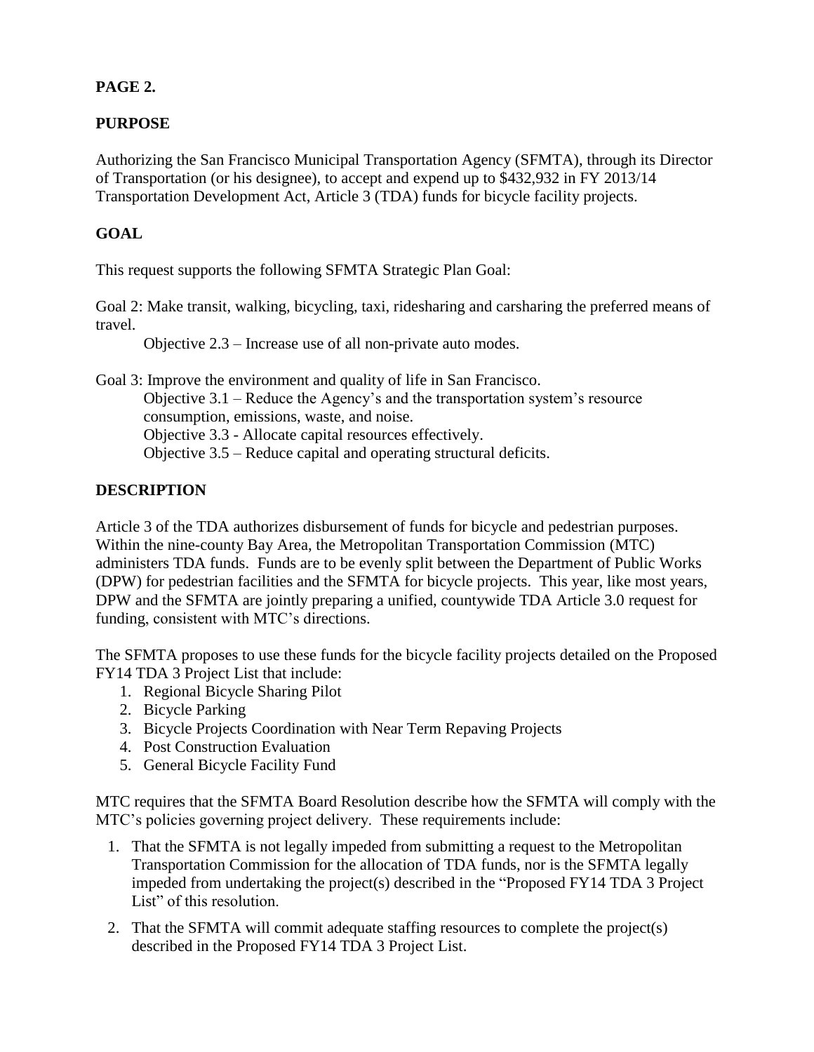**PAGE 2.**

**PURPOSE**

Authorizing the San Francisco Municipal Transportation Agency (SFMTA), through its Director of Transportation (or his designee), to accept and expend up to $432,932 in FY 2013/14 Transportation Development Act, Article 3 (TDA) funds for bicycle facility projects.

**GOAL**

This request supports the following SFMTA Strategic Plan Goal:

Goal 2: Make transit, walking, bicycling, taxi, ridesharing and carsharing the preferred means of travel.

Objective 2.3 – Increase use of all non-private auto modes.

Goal 3: Improve the environment and quality of life in San Francisco.

Objective 3.1 – Reduce the Agency's and the transportation system's resource consumption, emissions, waste, and noise.
Objective 3.3 - Allocate capital resources effectively.
Objective 3.5 – Reduce capital and operating structural deficits.

**DESCRIPTION**

Article 3 of the TDA authorizes disbursement of funds for bicycle and pedestrian purposes. Within the nine-county Bay Area, the Metropolitan Transportation Commission (MTC) administers TDA funds. Funds are to be evenly split between the Department of Public Works (DPW) for pedestrian facilities and the SFMTA for bicycle projects. This year, like most years, DPW and the SFMTA are jointly preparing a unified, countywide TDA Article 3.0 request for funding, consistent with MTC's directions.

The SFMTA proposes to use these funds for the bicycle facility projects detailed on the Proposed FY14 TDA 3 Project List that include:

1. Regional Bicycle Sharing Pilot
2. Bicycle Parking
3. Bicycle Projects Coordination with Near Term Repaving Projects
4. Post Construction Evaluation
5. General Bicycle Facility Fund

MTC requires that the SFMTA Board Resolution describe how the SFMTA will comply with the MTC's policies governing project delivery. These requirements include:

1. That the SFMTA is not legally impeded from submitting a request to the Metropolitan Transportation Commission for the allocation of TDA funds, nor is the SFMTA legally impeded from undertaking the project(s) described in the "Proposed FY14 TDA 3 Project List" of this resolution.
2. That the SFMTA will commit adequate staffing resources to complete the project(s) described in the Proposed FY14 TDA 3 Project List.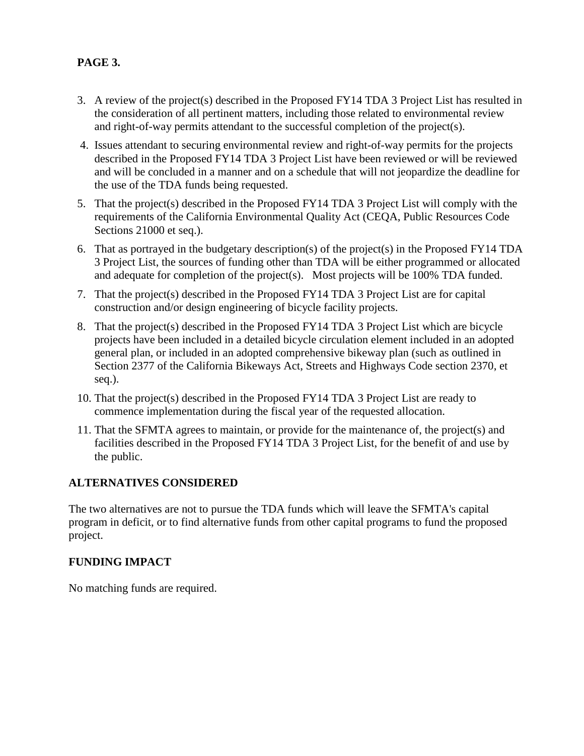3. A review of the project(s) described in the Proposed FY14 TDA 3 Project List has resulted in the consideration of all pertinent matters, including those related to environmental review and right-of-way permits attendant to the successful completion of the project(s).
4. Issues attendant to securing environmental review and right-of-way permits for the projects described in the Proposed FY14 TDA 3 Project List have been reviewed or will be reviewed and will be concluded in a manner and on a schedule that will not jeopardize the deadline for the use of the TDA funds being requested.
5. That the project(s) described in the Proposed FY14 TDA 3 Project List will comply with the requirements of the California Environmental Quality Act (CEQA, Public Resources Code Sections 21000 et seq.).
6. That as portrayed in the budgetary description(s) of the project(s) in the Proposed FY14 TDA 3 Project List, the sources of funding other than TDA will be either programmed or allocated and adequate for completion of the project(s). Most projects will be 100% TDA funded.
7. That the project(s) described in the Proposed FY14 TDA 3 Project List are for capital construction and/or design engineering of bicycle facility projects.
8. That the project(s) described in the Proposed FY14 TDA 3 Project List which are bicycle projects have been included in a detailed bicycle circulation element included in an adopted general plan, or included in an adopted comprehensive bikeway plan (such as outlined in Section 2377 of the California Bikeways Act, Streets and Highways Code section 2370, et seq.).
10. That the project(s) described in the Proposed FY14 TDA 3 Project List are ready to commence implementation during the fiscal year of the requested allocation.
11. That the SFMTA agrees to maintain, or provide for the maintenance of, the project(s) and facilities described in the Proposed FY14 TDA 3 Project List, for the benefit of and use by the public.

## ALTERNATIVES CONSIDERED

The two alternatives are not to pursue the TDA funds which will leave the SFMTA's capital program in deficit, or to find alternative funds from other capital programs to fund the proposed project.

## FUNDING IMPACT

No matching funds are required.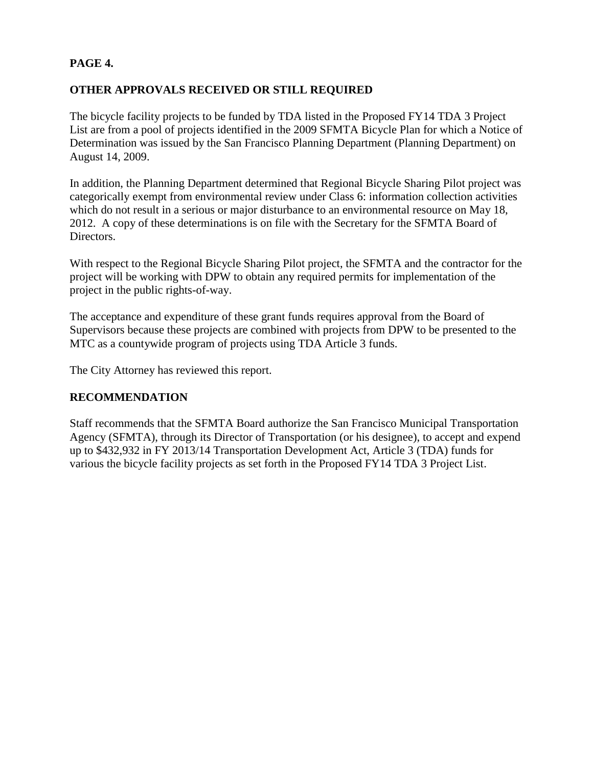**PAGE 4.**

## OTHER APPROVALS RECEIVED OR STILL REQUIRED

The bicycle facility projects to be funded by TDA listed in the Proposed FY14 TDA 3 Project List are from a pool of projects identified in the 2009 SFMTA Bicycle Plan for which a Notice of Determination was issued by the San Francisco Planning Department (Planning Department) on August 14, 2009.

In addition, the Planning Department determined that Regional Bicycle Sharing Pilot project was categorically exempt from environmental review under Class 6: information collection activities which do not result in a serious or major disturbance to an environmental resource on May 18, 2012. A copy of these determinations is on file with the Secretary for the SFMTA Board of Directors.

With respect to the Regional Bicycle Sharing Pilot project, the SFMTA and the contractor for the project will be working with DPW to obtain any required permits for implementation of the project in the public rights-of-way.

The acceptance and expenditure of these grant funds requires approval from the Board of Supervisors because these projects are combined with projects from DPW to be presented to the MTC as a countywide program of projects using TDA Article 3 funds.

The City Attorney has reviewed this report.

## RECOMMENDATION

Staff recommends that the SFMTA Board authorize the San Francisco Municipal Transportation Agency (SFMTA), through its Director of Transportation (or his designee), to accept and expend up to $432,932 in FY 2013/14 Transportation Development Act, Article 3 (TDA) funds for various the bicycle facility projects as set forth in the Proposed FY14 TDA 3 Project List.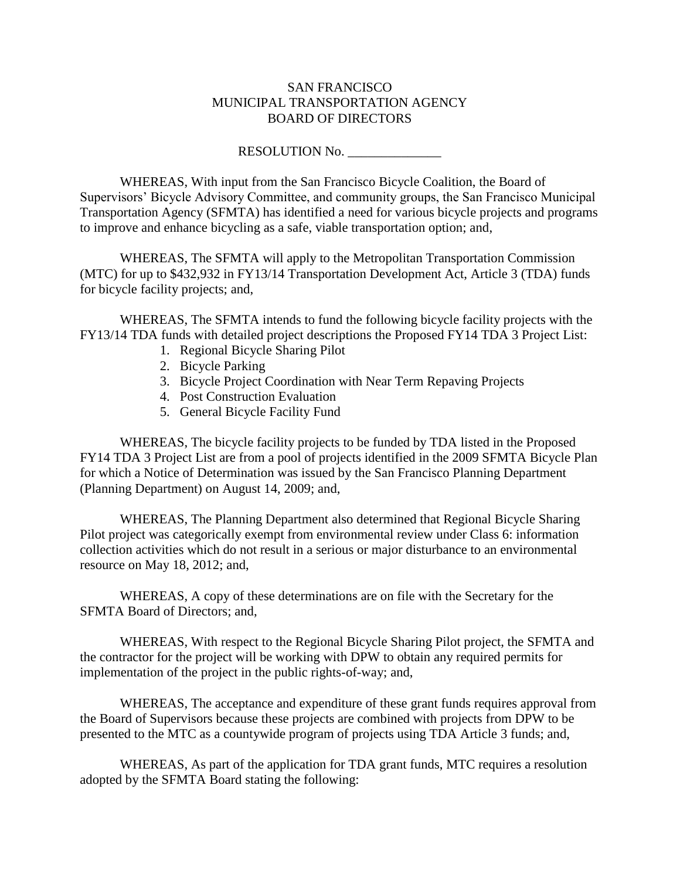SAN FRANCISCO
MUNICIPAL TRANSPORTATION AGENCY
BOARD OF DIRECTORS

RESOLUTION No. ______________

WHEREAS, With input from the San Francisco Bicycle Coalition, the Board of Supervisors' Bicycle Advisory Committee, and community groups, the San Francisco Municipal Transportation Agency (SFMTA) has identified a need for various bicycle projects and programs to improve and enhance bicycling as a safe, viable transportation option; and,

WHEREAS, The SFMTA will apply to the Metropolitan Transportation Commission (MTC) for up to $432,932 in FY13/14 Transportation Development Act, Article 3 (TDA) funds for bicycle facility projects; and,

WHEREAS, The SFMTA intends to fund the following bicycle facility projects with the FY13/14 TDA funds with detailed project descriptions the Proposed FY14 TDA 3 Project List:

1. Regional Bicycle Sharing Pilot
2. Bicycle Parking
3. Bicycle Project Coordination with Near Term Repaving Projects
4. Post Construction Evaluation
5. General Bicycle Facility Fund

WHEREAS, The bicycle facility projects to be funded by TDA listed in the Proposed FY14 TDA 3 Project List are from a pool of projects identified in the 2009 SFMTA Bicycle Plan for which a Notice of Determination was issued by the San Francisco Planning Department (Planning Department) on August 14, 2009; and,

WHEREAS, The Planning Department also determined that Regional Bicycle Sharing Pilot project was categorically exempt from environmental review under Class 6: information collection activities which do not result in a serious or major disturbance to an environmental resource on May 18, 2012; and,

WHEREAS, A copy of these determinations are on file with the Secretary for the SFMTA Board of Directors; and,

WHEREAS, With respect to the Regional Bicycle Sharing Pilot project, the SFMTA and the contractor for the project will be working with DPW to obtain any required permits for implementation of the project in the public rights-of-way; and,

WHEREAS, The acceptance and expenditure of these grant funds requires approval from the Board of Supervisors because these projects are combined with projects from DPW to be presented to the MTC as a countywide program of projects using TDA Article 3 funds; and,

WHEREAS, As part of the application for TDA grant funds, MTC requires a resolution adopted by the SFMTA Board stating the following: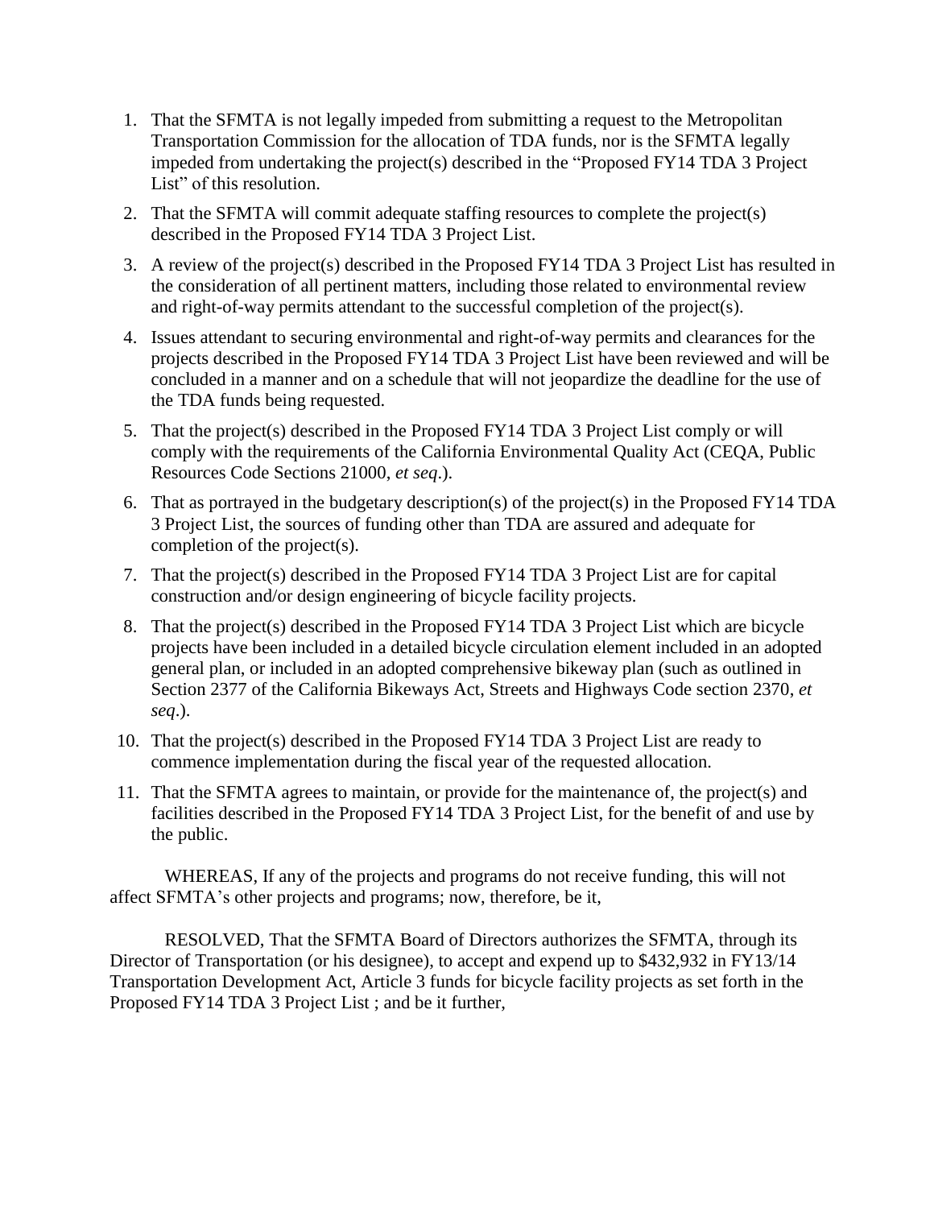1. That the SFMTA is not legally impeded from submitting a request to the Metropolitan Transportation Commission for the allocation of TDA funds, nor is the SFMTA legally impeded from undertaking the project(s) described in the "Proposed FY14 TDA 3 Project List" of this resolution.
2. That the SFMTA will commit adequate staffing resources to complete the project(s) described in the Proposed FY14 TDA 3 Project List.
3. A review of the project(s) described in the Proposed FY14 TDA 3 Project List has resulted in the consideration of all pertinent matters, including those related to environmental review and right-of-way permits attendant to the successful completion of the project(s).
4. Issues attendant to securing environmental and right-of-way permits and clearances for the projects described in the Proposed FY14 TDA 3 Project List have been reviewed and will be concluded in a manner and on a schedule that will not jeopardize the deadline for the use of the TDA funds being requested.
5. That the project(s) described in the Proposed FY14 TDA 3 Project List comply or will comply with the requirements of the California Environmental Quality Act (CEQA, Public Resources Code Sections 21000, *et seq*.).
6. That as portrayed in the budgetary description(s) of the project(s) in the Proposed FY14 TDA 3 Project List, the sources of funding other than TDA are assured and adequate for completion of the project(s).
7. That the project(s) described in the Proposed FY14 TDA 3 Project List are for capital construction and/or design engineering of bicycle facility projects.
8. That the project(s) described in the Proposed FY14 TDA 3 Project List which are bicycle projects have been included in a detailed bicycle circulation element included in an adopted general plan, or included in an adopted comprehensive bikeway plan (such as outlined in Section 2377 of the California Bikeways Act, Streets and Highways Code section 2370, *et seq*.).

10. That the project(s) described in the Proposed FY14 TDA 3 Project List are ready to commence implementation during the fiscal year of the requested allocation.
11. That the SFMTA agrees to maintain, or provide for the maintenance of, the project(s) and facilities described in the Proposed FY14 TDA 3 Project List, for the benefit of and use by the public.

WHEREAS, If any of the projects and programs do not receive funding, this will not affect SFMTA's other projects and programs; now, therefore, be it,

RESOLVED, That the SFMTA Board of Directors authorizes the SFMTA, through its Director of Transportation (or his designee), to accept and expend up to $432,932 in FY13/14 Transportation Development Act, Article 3 funds for bicycle facility projects as set forth in the Proposed FY14 TDA 3 Project List ; and be it further,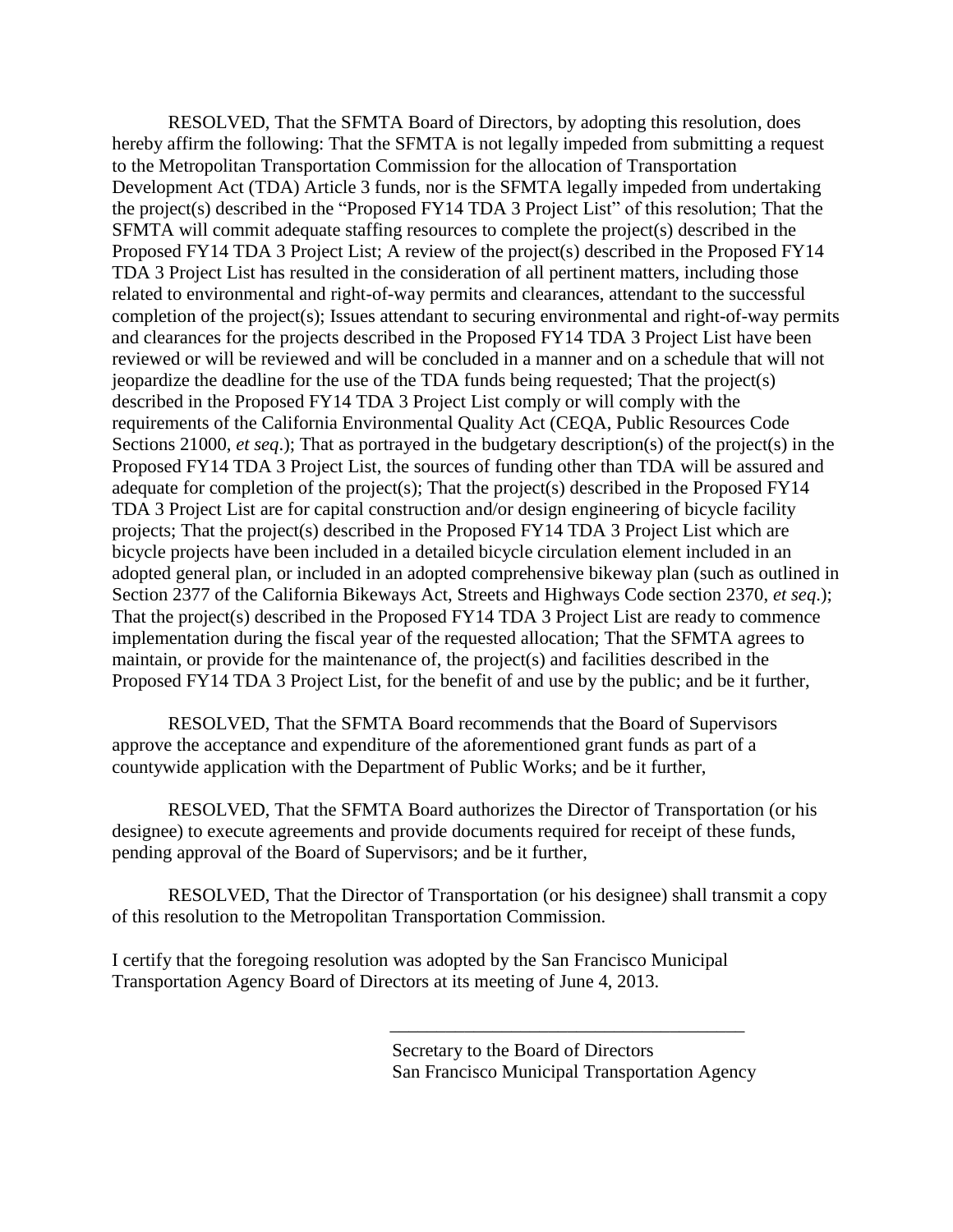RESOLVED, That the SFMTA Board of Directors, by adopting this resolution, does hereby affirm the following: That the SFMTA is not legally impeded from submitting a request to the Metropolitan Transportation Commission for the allocation of Transportation Development Act (TDA) Article 3 funds, nor is the SFMTA legally impeded from undertaking the project(s) described in the "Proposed FY14 TDA 3 Project List" of this resolution; That the SFMTA will commit adequate staffing resources to complete the project(s) described in the Proposed FY14 TDA 3 Project List; A review of the project(s) described in the Proposed FY14 TDA 3 Project List has resulted in the consideration of all pertinent matters, including those related to environmental and right-of-way permits and clearances, attendant to the successful completion of the project(s); Issues attendant to securing environmental and right-of-way permits and clearances for the projects described in the Proposed FY14 TDA 3 Project List have been reviewed or will be reviewed and will be concluded in a manner and on a schedule that will not jeopardize the deadline for the use of the TDA funds being requested; That the project(s) described in the Proposed FY14 TDA 3 Project List comply or will comply with the requirements of the California Environmental Quality Act (CEQA, Public Resources Code Sections 21000, *et seq*.); That as portrayed in the budgetary description(s) of the project(s) in the Proposed FY14 TDA 3 Project List, the sources of funding other than TDA will be assured and adequate for completion of the project(s); That the project(s) described in the Proposed FY14 TDA 3 Project List are for capital construction and/or design engineering of bicycle facility projects; That the project(s) described in the Proposed FY14 TDA 3 Project List which are bicycle projects have been included in a detailed bicycle circulation element included in an adopted general plan, or included in an adopted comprehensive bikeway plan (such as outlined in Section 2377 of the California Bikeways Act, Streets and Highways Code section 2370, *et seq*.); That the project(s) described in the Proposed FY14 TDA 3 Project List are ready to commence implementation during the fiscal year of the requested allocation; That the SFMTA agrees to maintain, or provide for the maintenance of, the project(s) and facilities described in the Proposed FY14 TDA 3 Project List, for the benefit of and use by the public; and be it further,

RESOLVED, That the SFMTA Board recommends that the Board of Supervisors approve the acceptance and expenditure of the aforementioned grant funds as part of a countywide application with the Department of Public Works; and be it further,

RESOLVED, That the SFMTA Board authorizes the Director of Transportation (or his designee) to execute agreements and provide documents required for receipt of these funds, pending approval of the Board of Supervisors; and be it further,

RESOLVED, That the Director of Transportation (or his designee) shall transmit a copy of this resolution to the Metropolitan Transportation Commission.

I certify that the foregoing resolution was adopted by the San Francisco Municipal Transportation Agency Board of Directors at its meeting of June 4, 2013.

\_\_\_\_\_\_\_\_\_\_\_\_\_\_\_\_\_\_\_\_\_\_\_\_\_\_\_\_\_\_\_\_\_\_\_\_\_\_

Secretary to the Board of Directors
San Francisco Municipal Transportation Agency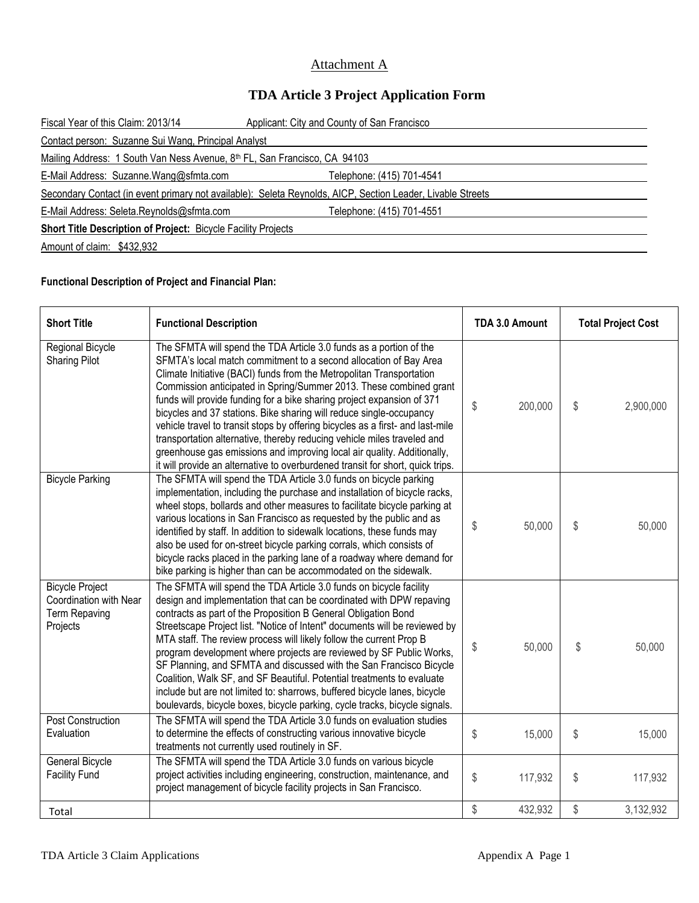Attachment A

# TDA Article 3 Project Application Form

Fiscal Year of this Claim: 2013/14 Applicant: City and County of San Francisco

Contact person: Suzanne Sui Wang, Principal Analyst

Mailing Address: 1 South Van Ness Avenue, 8th FL, San Francisco, CA 94103

E-Mail Address: Suzanne.Wang@sfmta.com Telephone: (415) 701-4541

Secondary Contact (in event primary not available): Seleta Reynolds, AICP, Section Leader, Livable Streets

E-Mail Address: Seleta.Reynolds@sfmta.com Telephone: (415) 701-4551

**Short Title Description of Project:** Bicycle Facility Projects

Amount of claim: $432,932

**Functional Description of Project and Financial Plan:**

| Short Title | Functional Description | TDA 3.0 Amount | Total Project Cost |
|---|---|---|---|
| Regional Bicycle Sharing Pilot | The SFMTA will spend the TDA Article 3.0 funds as a portion of the SFMTA's local match commitment to a second allocation of Bay Area Climate Initiative (BACI) funds from the Metropolitan Transportation Commission anticipated in Spring/Summer 2013. These combined grant funds will provide funding for a bike sharing project expansion of 371 bicycles and 37 stations. Bike sharing will reduce single-occupancy vehicle travel to transit stops by offering bicycles as a first- and last-mile transportation alternative, thereby reducing vehicle miles traveled and greenhouse gas emissions and improving local air quality. Additionally, it will provide an alternative to overburdened transit for short, quick trips. | $ 200,000 | $ 2,900,000 |
| Bicycle Parking | The SFMTA will spend the TDA Article 3.0 funds on bicycle parking implementation, including the purchase and installation of bicycle racks, wheel stops, bollards and other measures to facilitate bicycle parking at various locations in San Francisco as requested by the public and as identified by staff. In addition to sidewalk locations, these funds may also be used for on-street bicycle parking corrals, which consists of bicycle racks placed in the parking lane of a roadway where demand for bike parking is higher than can be accommodated on the sidewalk. | $ 50,000 | $ 50,000 |
| Bicycle Project Coordination with Near Term Repaving Projects | The SFMTA will spend the TDA Article 3.0 funds on bicycle facility design and implementation that can be coordinated with DPW repaving contracts as part of the Proposition B General Obligation Bond Streetscape Project list. "Notice of Intent" documents will be reviewed by MTA staff. The review process will likely follow the current Prop B program development where projects are reviewed by SF Public Works, SF Planning, and SFMTA and discussed with the San Francisco Bicycle Coalition, Walk SF, and SF Beautiful. Potential treatments to evaluate include but are not limited to: sharrows, buffered bicycle lanes, bicycle boulevards, bicycle boxes, bicycle parking, cycle tracks, bicycle signals. | $ 50,000 | $ 50,000 |
| Post Construction Evaluation | The SFMTA will spend the TDA Article 3.0 funds on evaluation studies to determine the effects of constructing various innovative bicycle treatments not currently used routinely in SF. | $ 15,000 | $ 15,000 |
| General Bicycle Facility Fund | The SFMTA will spend the TDA Article 3.0 funds on various bicycle project activities including engineering, construction, maintenance, and project management of bicycle facility projects in San Francisco. | $ 117,932 | $ 117,932 |
| Total | | $ 432,932 | $ 3,132,932 |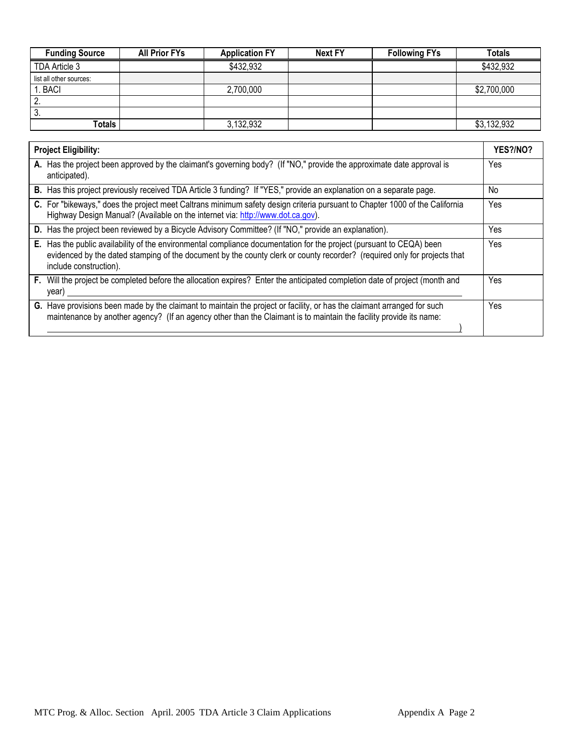| Funding Source | All Prior FYs | Application FY | Next FY | Following FYs | Totals |
|---|---|---|---|---|---|
| TDA Article 3 | | $432,932 | | | $432,932 |
| list all other sources: | | | | | |
| 1. BACI | | 2,700,000 | | | $2,700,000 |
| 2. | | | | | |
| 3. | | | | | |
| **Totals** | | 3,132,932 | | | $3,132,932 |

| Project Eligibility: | YES?/NO? |
|---|---|
| **A.** Has the project been approved by the claimant's governing body? (If "NO," provide the approximate date approval is anticipated). | Yes |
| **B.** Has this project previously received TDA Article 3 funding? If "YES," provide an explanation on a separate page. | No |
| **C.** For "bikeways," does the project meet Caltrans minimum safety design criteria pursuant to Chapter 1000 of the California Highway Design Manual? (Available on the internet via: http://www.dot.ca.gov). | Yes |
| **D.** Has the project been reviewed by a Bicycle Advisory Committee? (If "NO," provide an explanation). | Yes |
| **E.** Has the public availability of the environmental compliance documentation for the project (pursuant to CEQA) been evidenced by the dated stamping of the document by the county clerk or county recorder? (required only for projects that include construction). | Yes |
| **F.** Will the project be completed before the allocation expires? Enter the anticipated completion date of project (month and year) ______________________________ | Yes |
| **G.** Have provisions been made by the claimant to maintain the project or facility, or has the claimant arranged for such maintenance by another agency? (If an agency other than the Claimant is to maintain the facility provide its name: ______________________________) | Yes |